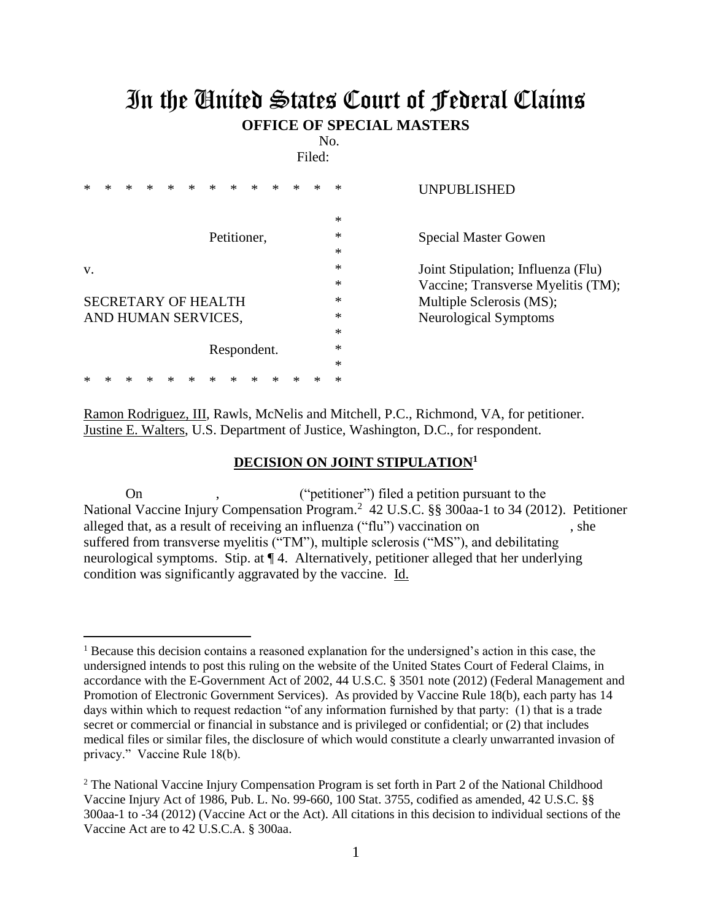# In the United States Court of Federal Claims

**OFFICE OF SPECIAL MASTERS**

No.

Filed:

| | |
|---|---|
| * * * * * * * * * * * * * * | UNPUBLISHED |
| Petitioner, | Special Master Gowen |
| v. | Joint Stipulation; Influenza (Flu) Vaccine; Transverse Myelitis (TM); Multiple Sclerosis (MS); Neurological Symptoms |
| SECRETARY OF HEALTH AND HUMAN SERVICES, | |
| Respondent. | |
| * * * * * * * * * * * * * * | |

Ramon Rodriguez, III, Rawls, McNelis and Mitchell, P.C., Richmond, VA, for petitioner.
Justine E. Walters, U.S. Department of Justice, Washington, D.C., for respondent.

## DECISION ON JOINT STIPULATION[1]

On , ("petitioner") filed a petition pursuant to the National Vaccine Injury Compensation Program.[2] 42 U.S.C. §§ 300aa-1 to 34 (2012). Petitioner alleged that, as a result of receiving an influenza ("flu") vaccination on , she suffered from transverse myelitis ("TM"), multiple sclerosis ("MS"), and debilitating neurological symptoms. Stip. at ¶ 4. Alternatively, petitioner alleged that her underlying condition was significantly aggravated by the vaccine. Id.

---

[1] Because this decision contains a reasoned explanation for the undersigned's action in this case, the undersigned intends to post this ruling on the website of the United States Court of Federal Claims, in accordance with the E-Government Act of 2002, 44 U.S.C. § 3501 note (2012) (Federal Management and Promotion of Electronic Government Services). As provided by Vaccine Rule 18(b), each party has 14 days within which to request redaction "of any information furnished by that party: (1) that is a trade secret or commercial or financial in substance and is privileged or confidential; or (2) that includes medical files or similar files, the disclosure of which would constitute a clearly unwarranted invasion of privacy." Vaccine Rule 18(b).

[2] The National Vaccine Injury Compensation Program is set forth in Part 2 of the National Childhood Vaccine Injury Act of 1986, Pub. L. No. 99-660, 100 Stat. 3755, codified as amended, 42 U.S.C. §§ 300aa-1 to -34 (2012) (Vaccine Act or the Act). All citations in this decision to individual sections of the Vaccine Act are to 42 U.S.C.A. § 300aa.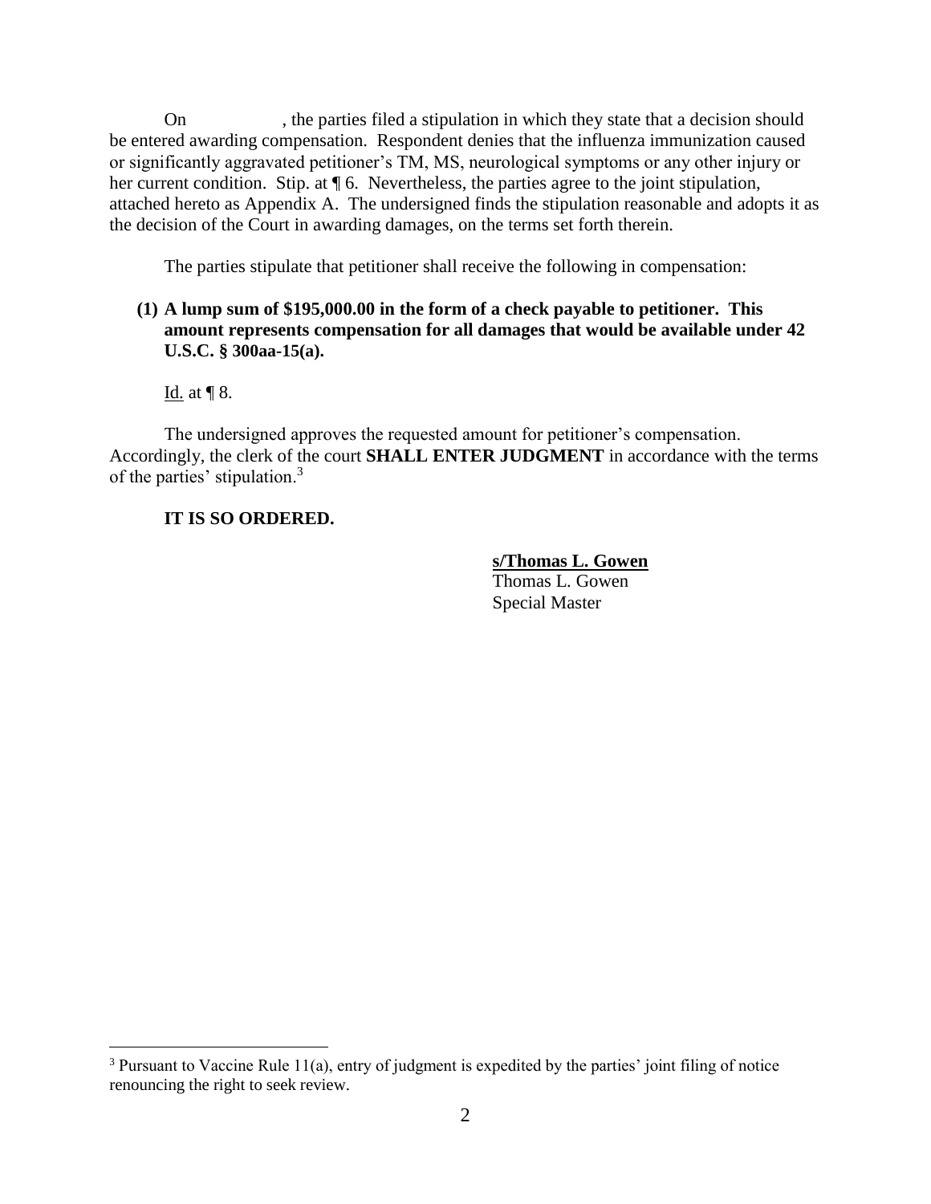On , the parties filed a stipulation in which they state that a decision should be entered awarding compensation. Respondent denies that the influenza immunization caused or significantly aggravated petitioner's TM, MS, neurological symptoms or any other injury or her current condition. Stip. at ¶ 6. Nevertheless, the parties agree to the joint stipulation, attached hereto as Appendix A. The undersigned finds the stipulation reasonable and adopts it as the decision of the Court in awarding damages, on the terms set forth therein.

The parties stipulate that petitioner shall receive the following in compensation:

**(1) A lump sum of $195,000.00 in the form of a check payable to petitioner. This amount represents compensation for all damages that would be available under 42 U.S.C. § 300aa-15(a).**

Id. at ¶ 8.

The undersigned approves the requested amount for petitioner's compensation. Accordingly, the clerk of the court **SHALL ENTER JUDGMENT** in accordance with the terms of the parties' stipulation.[3]

**IT IS SO ORDERED.**

**s/Thomas L. Gowen**
Thomas L. Gowen
Special Master

---

[3] Pursuant to Vaccine Rule 11(a), entry of judgment is expedited by the parties' joint filing of notice renouncing the right to seek review.